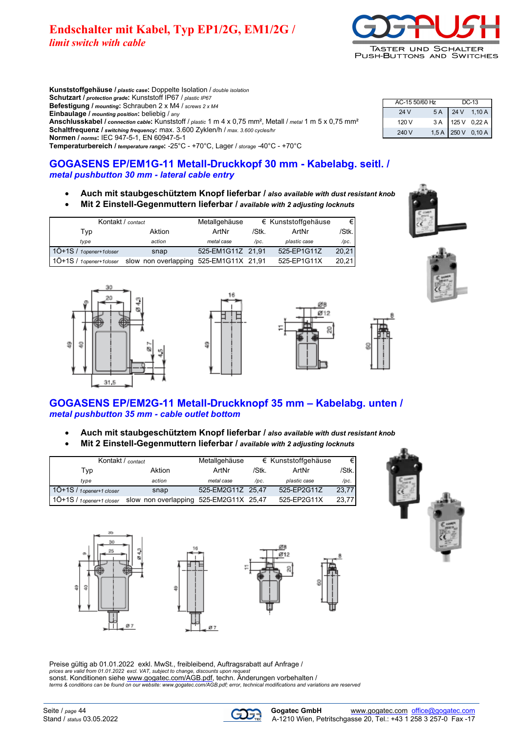# Endschalter mit Kabel, Typ EP1/2G, EM1/2G / *limit switch with cable*

**Kunststoffgehäuse** / *plastic case*: Doppelte Isolation / *double isolation*
**Schutzart** / *protection grade*: Kunststoff IP67 / *plastic IP67*
**Befestigung** / *mounting*: Schrauben 2 x M4 / *screws 2 x M4*
**Einbaulage** / *mounting position*: beliebig / *any*
**Anschlusskabel** / *connection cable*: Kunststoff / *plastic* 1 m 4 x 0,75 mm², Metall / *metal* 1 m 5 x 0,75 mm²
**Schaltfrequenz** / *switching frequency*: max. 3.600 Zyklen/h / *max. 3.600 cycles/hr*
**Normen** / *norms*: IEC 947-5-1, EN 60947-5-1
**Temperaturbereich** / *temperature range*: -25°C - +70°C, Lager / *storage* -40°C - +70°C

| AC-15 50/60 Hz | | DC-13 | |
|---|---|---|---|
| 24 V | 5 A | 24 V | 1,10 A |
| 120 V | 3 A | 125 V | 0,22 A |
| 240 V | 1,5 A | 250 V | 0,10 A |

## GOGASENS EP/EM1G-11 Metall-Druckkopf 30 mm - Kabelabg. seitl. / *metal pushbutton 30 mm - lateral cable entry*

- **Auch mit staubgeschütztem Knopf lieferbar** / *also available with dust resistant knob*
- **Mit 2 Einstell-Gegenmuttern lieferbar** / *available with 2 adjusting locknuts*

| Kontakt / *contact* | | Metallgehäuse | € | Kunststoffgehäuse | € |
|---|---|---|---|---|---|
| Typ | Aktion | ArtNr | /Stk. | ArtNr | /Stk. |
| *type* | *action* | *metal case* | */pc.* | *plastic case* | */pc.* |
| 1Ö+1S / *1opener+1closer* | snap | 525-EM1G11Z | 21,91 | 525-EP1G11Z | 20,21 |
| 1Ö+1S / *1opener+1closer* | slow non overlapping | 525-EM1G11X | 21,91 | 525-EP1G11X | 20,21 |

## GOGASENS EP/EM2G-11 Metall-Druckknopf 35 mm – Kabelabg. unten / *metal pushbutton 35 mm - cable outlet bottom*

- **Auch mit staubgeschütztem Knopf lieferbar** / *also available with dust resistant knob*
- **Mit 2 Einstell-Gegenmuttern lieferbar** / *available with 2 adjusting locknuts*

| Kontakt / *contact* | | Metallgehäuse | € | Kunststoffgehäuse | € |
|---|---|---|---|---|---|
| Typ | Aktion | ArtNr | /Stk. | ArtNr | /Stk. |
| *type* | *action* | *metal case* | */pc.* | *plastic case* | */pc.* |
| 1Ö+1S / *1opener+1 closer* | snap | 525-EM2G11Z | 25,47 | 525-EP2G11Z | 23,77 |
| 1Ö+1S / *1opener+1 closer* | slow non overlapping | 525-EM2G11X | 25,47 | 525-EP2G11X | 23,77 |

Preise gültig ab 01.01.2022 exkl. MwSt., freibleibend, Auftragsrabatt auf Anfrage /
*prices are valid from 01.01.2022 excl. VAT, subject to change, discounts upon request*
sonst. Konditionen siehe www.gogatec.com/AGB.pdf, techn. Änderungen vorbehalten /
*terms & conditions can be found on our website: www.gogatec.com/AGB.pdf; error, technical modifications and variations are reserved*

Seite / *page* 44
Stand / *status* 03.05.2022

**Gogatec GmbH** www.gogatec.com office@gogatec.com
A-1210 Wien, Petritschgasse 20, Tel.: +43 1 258 3 257-0 Fax -17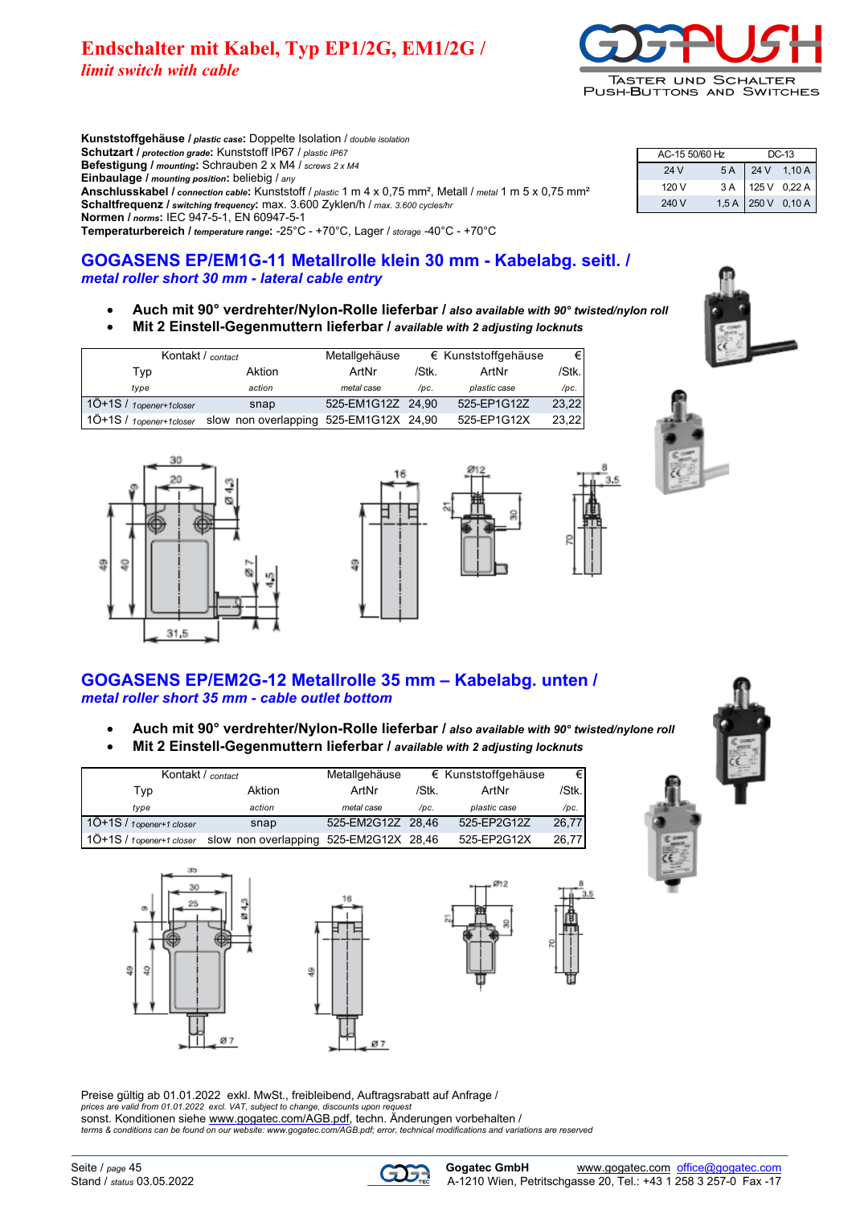# Endschalter mit Kabel, Typ EP1/2G, EM1/2G / *limit switch with cable*

**Kunststoffgehäuse /** ***plastic case*****:** Doppelte Isolation / *double isolation*
**Schutzart /** ***protection grade*****:** Kunststoff IP67 / *plastic IP67*
**Befestigung /** ***mounting*****:** Schrauben 2 x M4 / *screws 2 x M4*
**Einbaulage /** ***mounting position*****:** beliebig / *any*
**Anschlusskabel /** ***connection cable*****:** Kunststoff / *plastic* 1 m 4 x 0,75 mm², Metall / *metal* 1 m 5 x 0,75 mm²
**Schaltfrequenz /** ***switching frequency*****:** max. 3.600 Zyklen/h / *max. 3.600 cycles/hr*
**Normen /** ***norms*****:** IEC 947-5-1, EN 60947-5-1
**Temperaturbereich /** ***temperature range*****:** -25°C - +70°C, Lager / *storage* -40°C - +70°C

| AC-15 50/60 Hz | | DC-13 | |
|---|---|---|---|
| 24 V | 5 A | 24 V | 1,10 A |
| 120 V | 3 A | 125 V | 0,22 A |
| 240 V | 1,5 A | 250 V | 0,10 A |

## GOGASENS EP/EM1G-11 Metallrolle klein 30 mm - Kabelabg. seitl. / *metal roller short 30 mm - lateral cable entry*

- **Auch mit 90° verdrehter/Nylon-Rolle lieferbar /** ***also available with 90° twisted/nylon roll***
- **Mit 2 Einstell-Gegenmuttern lieferbar /** ***available with 2 adjusting locknuts***

| Kontakt / *contact* Typ *type* | Aktion *action* | Metallgehäuse ArtNr *metal case* | € /Stk. */pc.* | Kunststoffgehäuse ArtNr *plastic case* | € /Stk. */pc.* |
|---|---|---|---|---|---|
| 1Ö+1S / *1opener+1closer* | snap | 525-EM1G12Z | 24,90 | 525-EP1G12Z | 23,22 |
| 1Ö+1S / *1opener+1closer* | slow non overlapping | 525-EM1G12X | 24,90 | 525-EP1G12X | 23,22 |

## GOGASENS EP/EM2G-12 Metallrolle 35 mm – Kabelabg. unten / *metal roller short 35 mm - cable outlet bottom*

- **Auch mit 90° verdrehter/Nylon-Rolle lieferbar /** ***also available with 90° twisted/nylone roll***
- **Mit 2 Einstell-Gegenmuttern lieferbar /** ***available with 2 adjusting locknuts***

| Kontakt / *contact* Typ *type* | Aktion *action* | Metallgehäuse ArtNr *metal case* | € /Stk. */pc.* | Kunststoffgehäuse ArtNr *plastic case* | € /Stk. */pc.* |
|---|---|---|---|---|---|
| 1Ö+1S / *1opener+1 closer* | snap | 525-EM2G12Z | 28,46 | 525-EP2G12Z | 26,77 |
| 1Ö+1S / *1opener+1 closer* | slow non overlapping | 525-EM2G12X | 28,46 | 525-EP2G12X | 26,77 |

Preise gültig ab 01.01.2022 exkl. MwSt., freibleibend, Auftragsrabatt auf Anfrage / *prices are valid from 01.01.2022 excl. VAT, subject to change, discounts upon request*
sonst. Konditionen siehe www.gogatec.com/AGB.pdf, techn. Änderungen vorbehalten / *terms & conditions can be found on our website: www.gogatec.com/AGB.pdf; error, technical modifications and variations are reserved*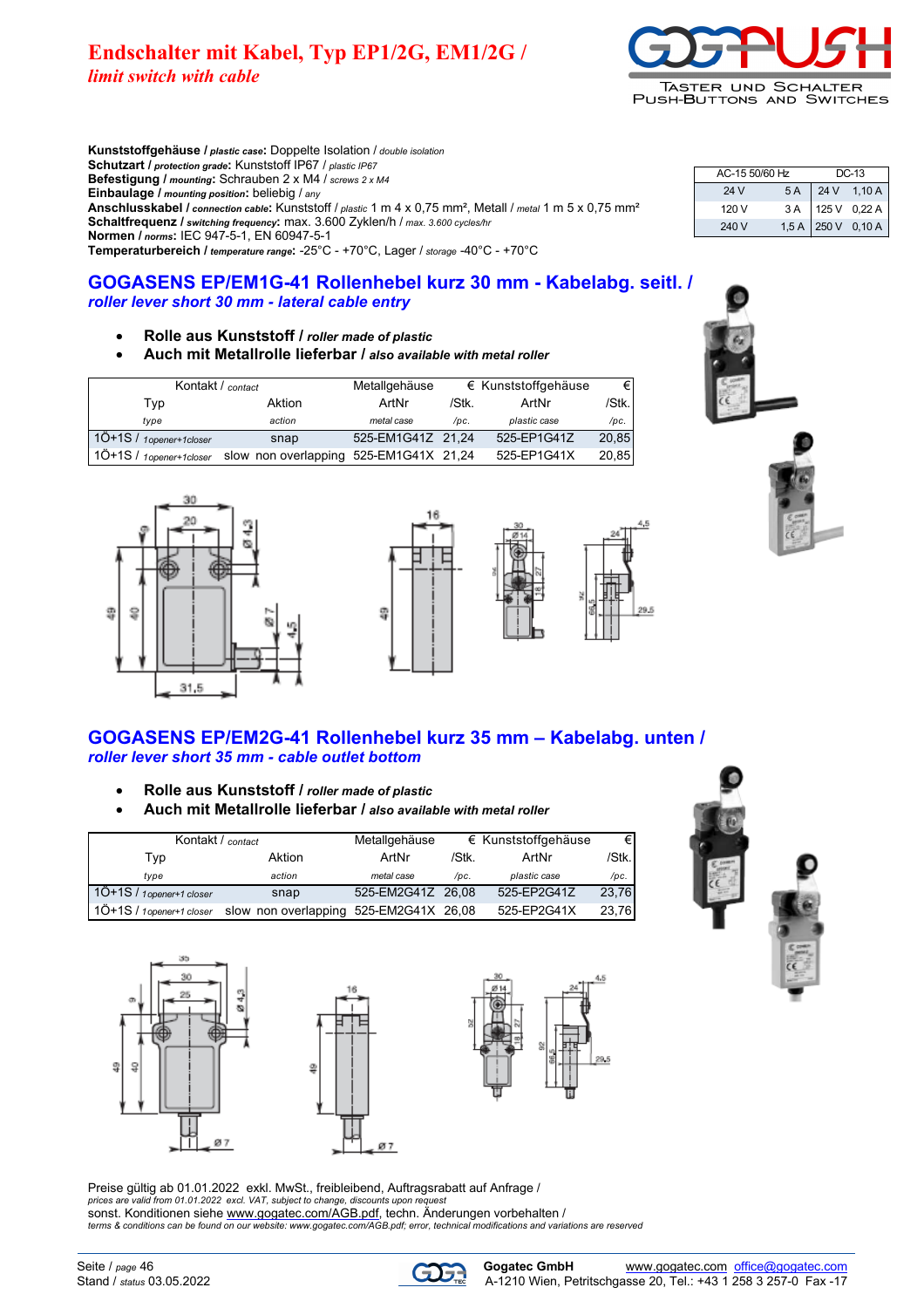# Endschalter mit Kabel, Typ EP1/2G, EM1/2G /
*limit switch with cable*

**Kunststoffgehäuse /** ***plastic case*****:** Doppelte Isolation / *double isolation*
**Schutzart /** ***protection grade*****:** Kunststoff IP67 / *plastic IP67*
**Befestigung /** ***mounting*****:** Schrauben 2 x M4 / *screws 2 x M4*
**Einbaulage /** ***mounting position*****:** beliebig / *any*
**Anschlusskabel /** ***connection cable*****:** Kunststoff / *plastic* 1 m 4 x 0,75 mm², Metall / *metal* 1 m 5 x 0,75 mm²
**Schaltfrequenz /** ***switching frequency*****:** max. 3.600 Zyklen/h / *max. 3.600 cycles/hr*
**Normen /** ***norms*****:** IEC 947-5-1, EN 60947-5-1
**Temperaturbereich /** ***temperature range*****:** -25°C - +70°C, Lager / *storage* -40°C - +70°C

| AC-15 50/60 Hz | | DC-13 | |
|---|---|---|---|
| 24 V | 5 A | 24 V | 1,10 A |
| 120 V | 3 A | 125 V | 0,22 A |
| 240 V | 1,5 A | 250 V | 0,10 A |

## GOGASENS EP/EM1G-41 Rollenhebel kurz 30 mm - Kabelabg. seitl. /
***roller lever short 30 mm - lateral cable entry***

- **Rolle aus Kunststoff /** ***roller made of plastic***
- **Auch mit Metallrolle lieferbar /** ***also available with metal roller***

| Kontakt / *contact* Typ *type* | Aktion *action* | Metallgehäuse ArtNr *metal case* | € /Stk. */pc.* | Kunststoffgehäuse ArtNr *plastic case* | € /Stk. */pc.* |
|---|---|---|---|---|---|
| 1Ö+1S / *1opener+1closer* | snap | 525-EM1G41Z | 21,24 | 525-EP1G41Z | 20,85 |
| 1Ö+1S / *1opener+1closer* | slow non overlapping | 525-EM1G41X | 21,24 | 525-EP1G41X | 20,85 |

## GOGASENS EP/EM2G-41 Rollenhebel kurz 35 mm – Kabelabg. unten /
***roller lever short 35 mm - cable outlet bottom***

- **Rolle aus Kunststoff /** ***roller made of plastic***
- **Auch mit Metallrolle lieferbar /** ***also available with metal roller***

| Kontakt / *contact* Typ *type* | Aktion *action* | Metallgehäuse ArtNr *metal case* | € /Stk. */pc.* | Kunststoffgehäuse ArtNr *plastic case* | € /Stk. */pc.* |
|---|---|---|---|---|---|
| 1Ö+1S / *1opener+1 closer* | snap | 525-EM2G41Z | 26,08 | 525-EP2G41Z | 23,76 |
| 1Ö+1S / *1opener+1 closer* | slow non overlapping | 525-EM2G41X | 26,08 | 525-EP2G41X | 23,76 |

Preise gültig ab 01.01.2022 exkl. MwSt., freibleibend, Auftragsrabatt auf Anfrage /
*prices are valid from 01.01.2022 excl. VAT, subject to change, discounts upon request*
sonst. Konditionen siehe www.gogatec.com/AGB.pdf, techn. Änderungen vorbehalten /
*terms & conditions can be found on our website: www.gogatec.com/AGB.pdf; error, technical modifications and variations are reserved*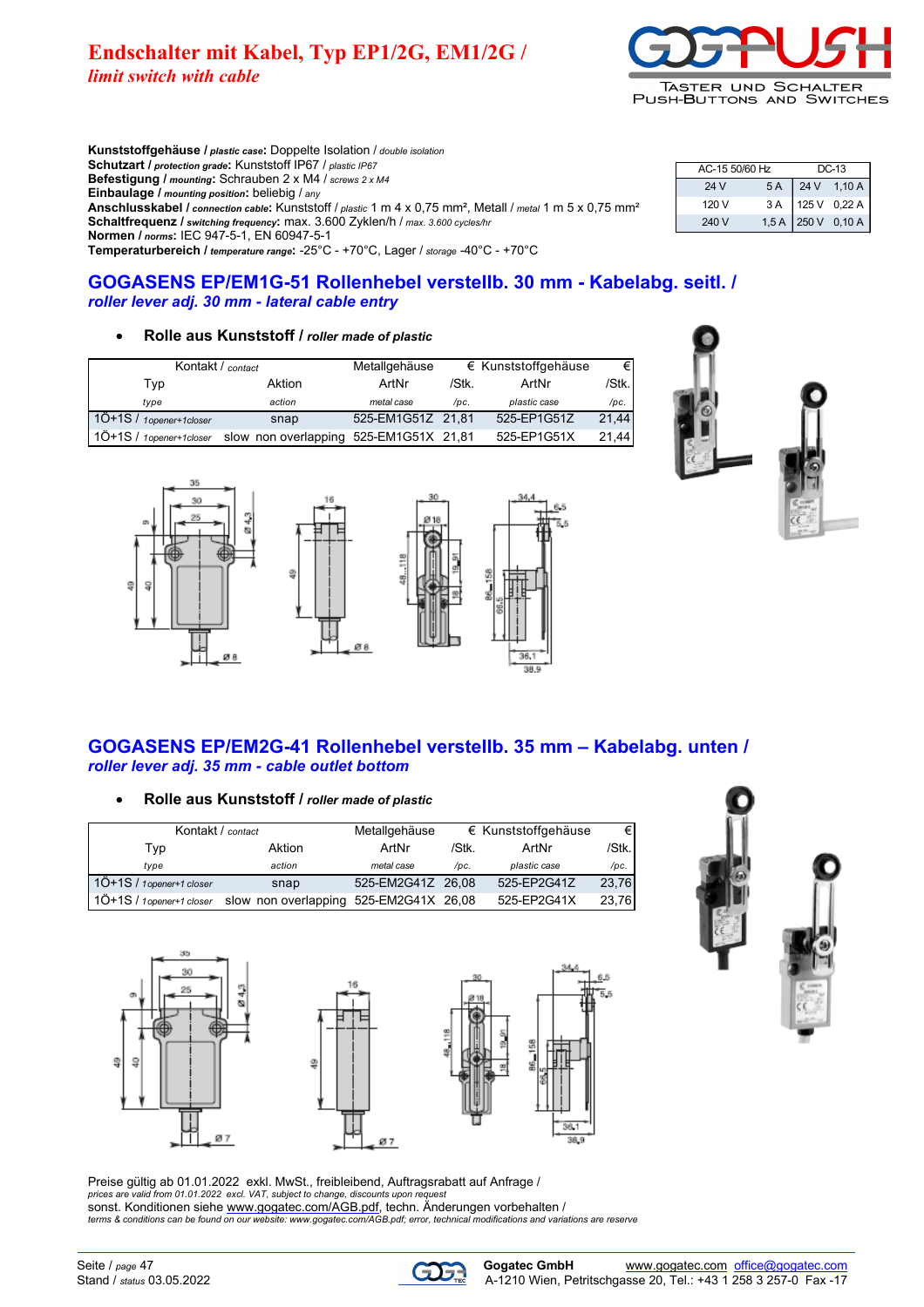# Endschalter mit Kabel, Typ EP1/2G, EM1/2G /
*limit switch with cable*

**Kunststoffgehäuse / *plastic case***: Doppelte Isolation / *double isolation*
**Schutzart / *protection grade***: Kunststoff IP67 / *plastic IP67*
**Befestigung / *mounting***: Schrauben 2 x M4 / *screws 2 x M4*
**Einbaulage / *mounting position***: beliebig / *any*
**Anschlusskabel / *connection cable***: Kunststoff / *plastic* 1 m 4 x 0,75 mm², Metall / *metal* 1 m 5 x 0,75 mm²
**Schaltfrequenz / *switching frequency***: max. 3.600 Zyklen/h / *max. 3.600 cycles/hr*
**Normen / *norms***: IEC 947-5-1, EN 60947-5-1
**Temperaturbereich / *temperature range***: -25°C - +70°C, Lager / *storage* -40°C - +70°C

| AC-15 50/60 Hz | | DC-13 | |
|---|---|---|---|
| 24 V | 5 A | 24 V | 1,10 A |
| 120 V | 3 A | 125 V | 0,22 A |
| 240 V | 1,5 A | 250 V | 0,10 A |

## GOGASENS EP/EM1G-51 Rollenhebel verstellb. 30 mm - Kabelabg. seitl. /
### *roller lever adj. 30 mm - lateral cable entry*

- **Rolle aus Kunststoff / *roller made of plastic***

| Kontakt / *contact* | | Metallgehäuse | € | Kunststoffgehäuse | € |
|---|---|---|---|---|---|
| Typ | Aktion | ArtNr | /Stk. | ArtNr | /Stk. |
| *type* | *action* | *metal case* | */pc.* | *plastic case* | */pc.* |
| 1Ö+1S / *1opener+1closer* | snap | 525-EM1G51Z | 21,81 | 525-EP1G51Z | 21,44 |
| 1Ö+1S / *1opener+1closer* | slow non overlapping | 525-EM1G51X | 21,81 | 525-EP1G51X | 21,44 |

35, 30, 25, 9, Ø 4,3, 49, 40, Ø 8, 16, 49, Ø 8, 30, Ø 18, 48...118, 19,91, 18, 34,4, 6,5, 5,5, 86...158, 66,5, 36,1, 38,9

## GOGASENS EP/EM2G-41 Rollenhebel verstellb. 35 mm – Kabelabg. unten /
### *roller lever adj. 35 mm - cable outlet bottom*

- **Rolle aus Kunststoff / *roller made of plastic***

| Kontakt / *contact* | | Metallgehäuse | € | Kunststoffgehäuse | € |
|---|---|---|---|---|---|
| Typ | Aktion | ArtNr | /Stk. | ArtNr | /Stk. |
| *type* | *action* | *metal case* | */pc.* | *plastic case* | */pc.* |
| 1Ö+1S / *1opener+1 closer* | snap | 525-EM2G41Z | 26,08 | 525-EP2G41Z | 23,76 |
| 1Ö+1S / *1opener+1 closer* | slow non overlapping | 525-EM2G41X | 26,08 | 525-EP2G41X | 23,76 |

35, 30, 25, 9, Ø 4,3, 49, 40, Ø 7, 16, 49, Ø 7, 30, Ø 18, 48...118, 19,91, 18, 34,4, 6,5, 5,5, 86...158, 66,5, 36,1, 38,9

Preise gültig ab 01.01.2022 exkl. MwSt., freibleibend, Auftragsrabatt auf Anfrage /
*prices are valid from 01.01.2022 excl. VAT, subject to change, discounts upon request*
sonst. Konditionen siehe www.gogatec.com/AGB.pdf, techn. Änderungen vorbehalten /
*terms & conditions can be found on our website: www.gogatec.com/AGB.pdf; error, technical modifications and variations are reserve*

Seite / *page* 47
Stand / *status* 03.05.2022

**Gogatec GmbH** www.gogatec.com office@gogatec.com
A-1210 Wien, Petritschgasse 20, Tel.: +43 1 258 3 257-0 Fax -17